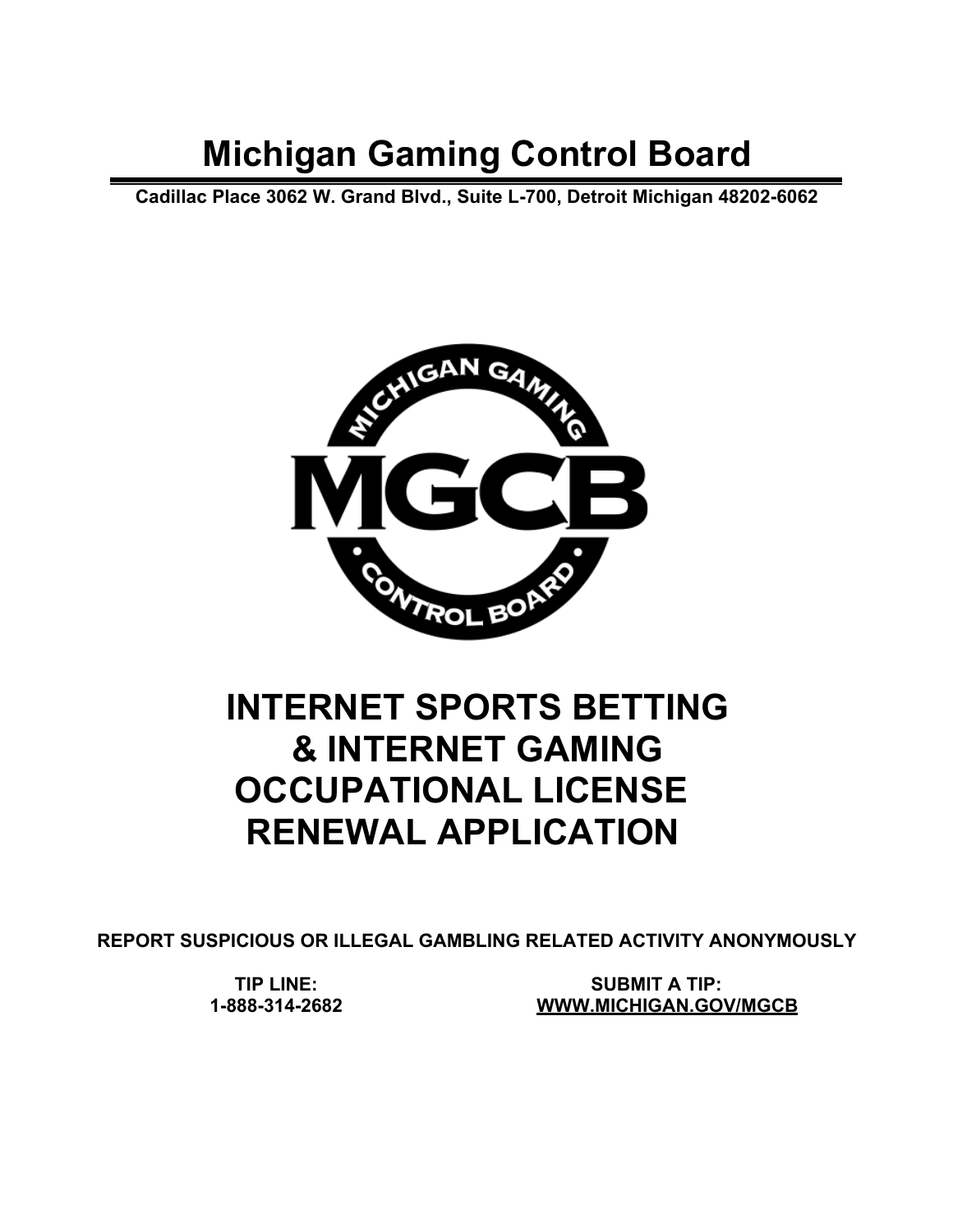# Michigan Gaming Control Board

**Cadillac Place 3062 W. Grand Blvd., Suite L-700, Detroit Michigan 48202-6062**

# INTERNET SPORTS BETTING & INTERNET GAMING OCCUPATIONAL LICENSE RENEWAL APPLICATION

**REPORT SUSPICIOUS OR ILLEGAL GAMBLING RELATED ACTIVITY ANONYMOUSLY**

**TIP LINE:**
**1-888-314-2682**

**SUBMIT A TIP:**
**WWW.MICHIGAN.GOV/MGCB**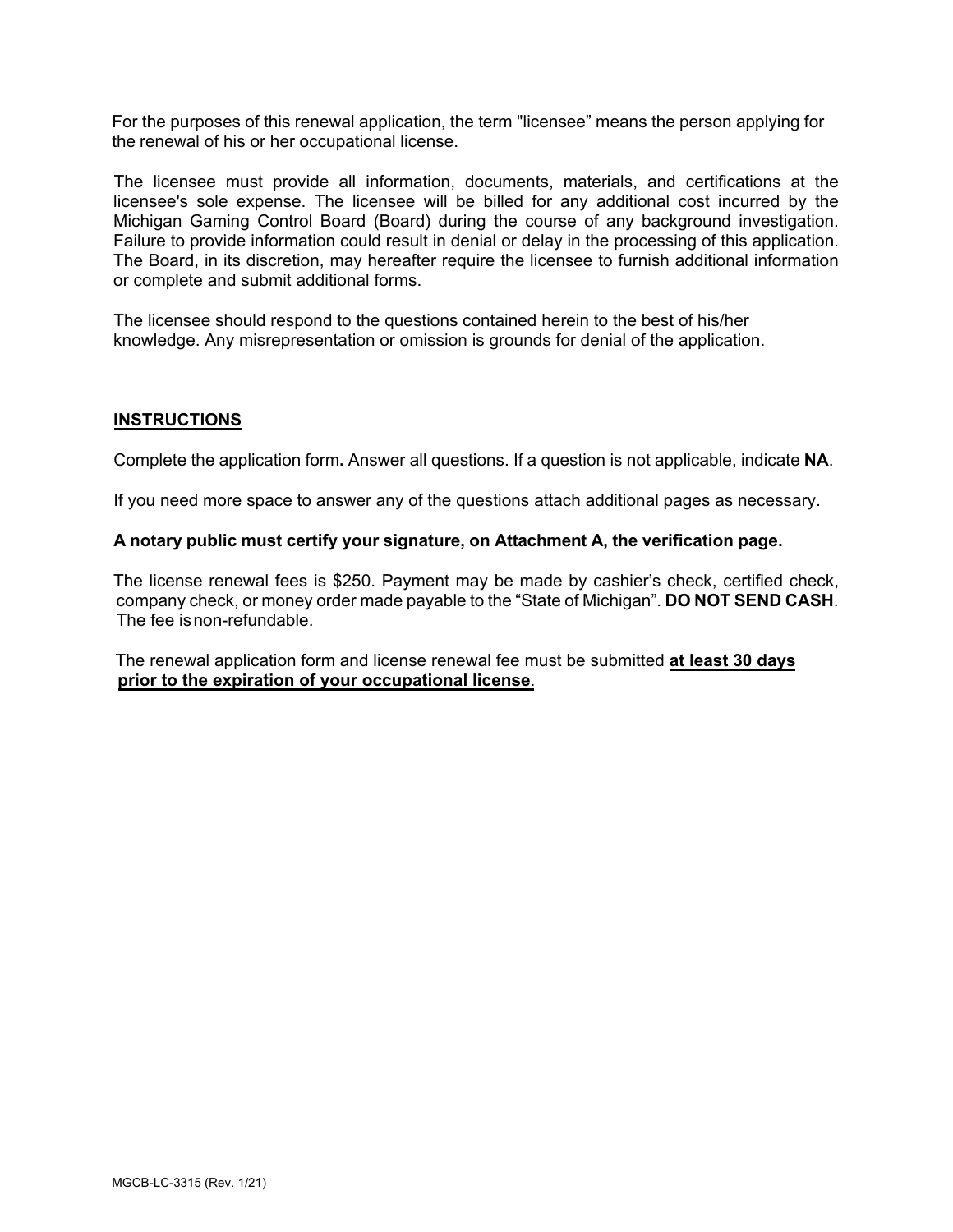For the purposes of this renewal application, the term "licensee" means the person applying for the renewal of his or her occupational license.

The licensee must provide all information, documents, materials, and certifications at the licensee's sole expense. The licensee will be billed for any additional cost incurred by the Michigan Gaming Control Board (Board) during the course of any background investigation. Failure to provide information could result in denial or delay in the processing of this application. The Board, in its discretion, may hereafter require the licensee to furnish additional information or complete and submit additional forms.

The licensee should respond to the questions contained herein to the best of his/her knowledge. Any misrepresentation or omission is grounds for denial of the application.

## INSTRUCTIONS

Complete the application form**.** Answer all questions. If a question is not applicable, indicate **NA**.

If you need more space to answer any of the questions attach additional pages as necessary.

**A notary public must certify your signature, on Attachment A, the verification page.**

The license renewal fees is $250. Payment may be made by cashier's check, certified check, company check, or money order made payable to the "State of Michigan". **DO NOT SEND CASH**. The fee is non-refundable.

The renewal application form and license renewal fee must be submitted **at least 30 days prior to the expiration of your occupational license**.

MGCB-LC-3315 (Rev. 1/21)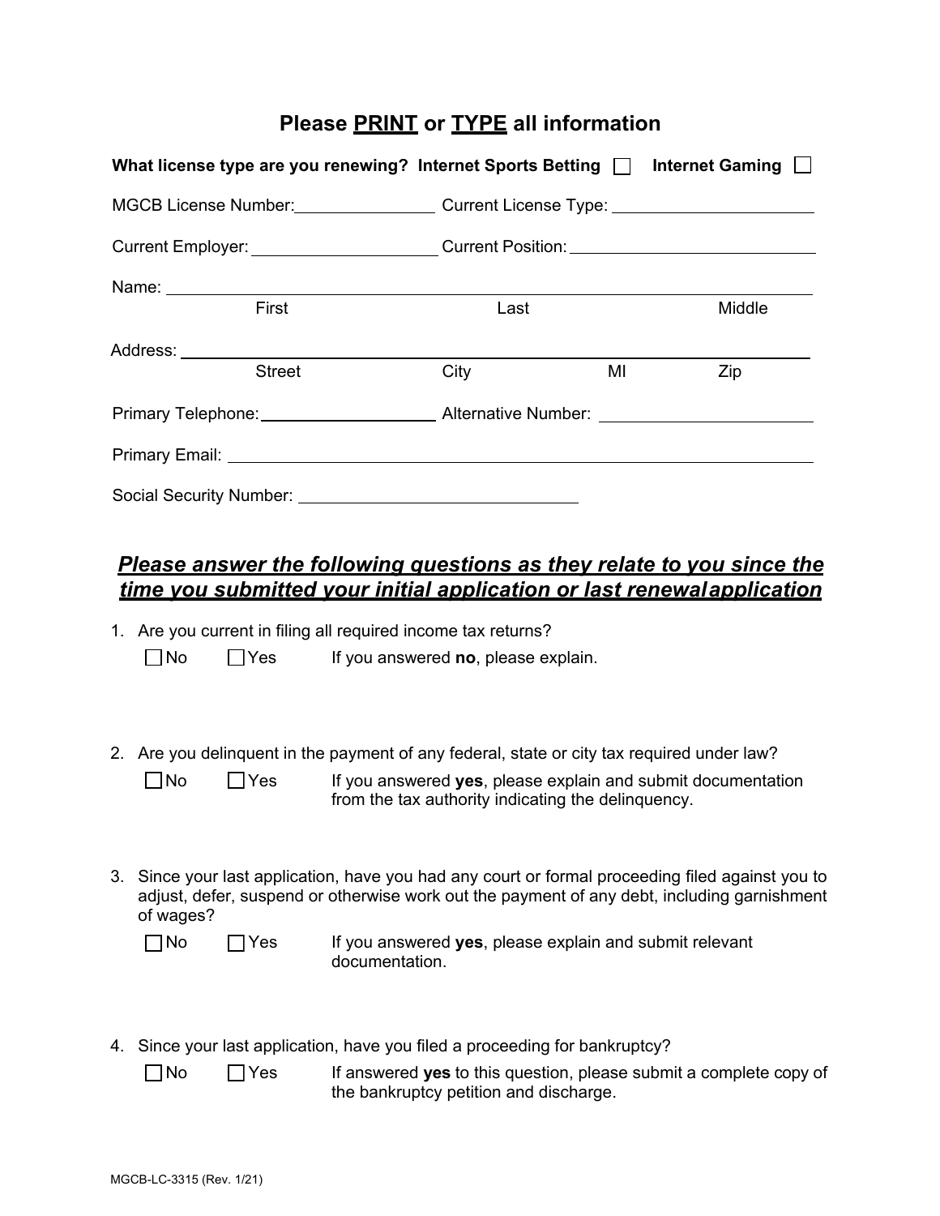# Please PRINT or TYPE all information

**What license type are you renewing?** **Internet Sports Betting** ☐ **Internet Gaming** ☐

MGCB License Number: \_\_\_\_\_\_\_\_\_\_\_\_\_\_\_\_ Current License Type: \_\_\_\_\_\_\_\_\_\_\_\_\_\_\_\_\_\_\_\_\_\_

Current Employer: \_\_\_\_\_\_\_\_\_\_\_\_\_\_\_\_\_\_\_\_\_\_ Current Position: \_\_\_\_\_\_\_\_\_\_\_\_\_\_\_\_\_\_\_\_\_\_\_\_\_\_\_\_

Name: \_\_\_\_\_\_\_\_\_\_\_\_\_\_\_\_\_\_\_\_\_\_\_\_\_\_\_\_\_\_\_\_\_\_\_\_\_\_\_\_\_\_\_\_\_\_\_\_\_\_\_\_\_\_\_\_\_\_\_\_\_\_\_\_\_\_\_\_\_\_\_\_
First Last Middle

Address: \_\_\_\_\_\_\_\_\_\_\_\_\_\_\_\_\_\_\_\_\_\_\_\_\_\_\_\_\_\_\_\_\_\_\_\_\_\_\_\_\_\_\_\_\_\_\_\_\_\_\_\_\_\_\_\_\_\_\_\_\_\_\_\_\_\_\_\_\_\_
Street City MI Zip

Primary Telephone: \_\_\_\_\_\_\_\_\_\_\_\_\_\_\_\_\_\_\_\_\_\_ Alternative Number: \_\_\_\_\_\_\_\_\_\_\_\_\_\_\_\_\_\_\_\_\_\_\_\_\_\_

Primary Email: \_\_\_\_\_\_\_\_\_\_\_\_\_\_\_\_\_\_\_\_\_\_\_\_\_\_\_\_\_\_\_\_\_\_\_\_\_\_\_\_\_\_\_\_\_\_\_\_\_\_\_\_\_\_\_\_\_\_\_\_\_\_\_\_\_\_\_\_

Social Security Number: \_\_\_\_\_\_\_\_\_\_\_\_\_\_\_\_\_\_\_\_\_\_\_\_\_\_\_\_\_\_\_\_\_\_

## ***Please answer the following questions as they relate to you since the time you submitted your initial application or last renewal application***

1. Are you current in filing all required income tax returns?

   ☐ No ☐ Yes If you answered **no**, please explain.

2. Are you delinquent in the payment of any federal, state or city tax required under law?

   ☐ No ☐ Yes If you answered **yes**, please explain and submit documentation from the tax authority indicating the delinquency.

3. Since your last application, have you had any court or formal proceeding filed against you to adjust, defer, suspend or otherwise work out the payment of any debt, including garnishment of wages?

   ☐ No ☐ Yes If you answered **yes**, please explain and submit relevant documentation.

4. Since your last application, have you filed a proceeding for bankruptcy?

   ☐ No ☐ Yes If answered **yes** to this question, please submit a complete copy of the bankruptcy petition and discharge.

MGCB-LC-3315 (Rev. 1/21)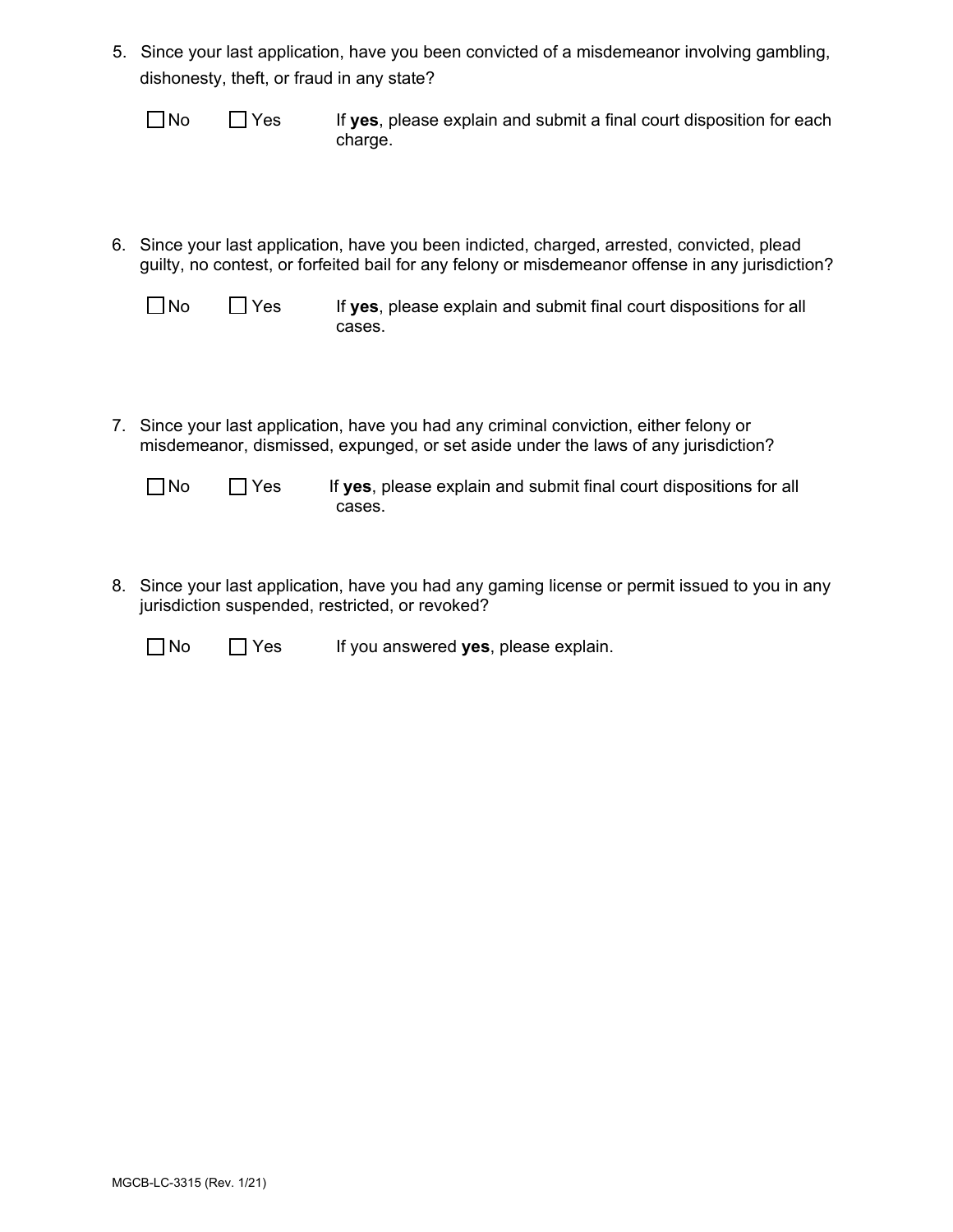5. Since your last application, have you been convicted of a misdemeanor involving gambling, dishonesty, theft, or fraud in any state?

   ☐ No ☐ Yes If **yes**, please explain and submit a final court disposition for each charge.

6. Since your last application, have you been indicted, charged, arrested, convicted, plead guilty, no contest, or forfeited bail for any felony or misdemeanor offense in any jurisdiction?

   ☐ No ☐ Yes If **yes**, please explain and submit final court dispositions for all cases.

7. Since your last application, have you had any criminal conviction, either felony or misdemeanor, dismissed, expunged, or set aside under the laws of any jurisdiction?

   ☐ No ☐ Yes If **yes**, please explain and submit final court dispositions for all cases.

8. Since your last application, have you had any gaming license or permit issued to you in any jurisdiction suspended, restricted, or revoked?

   ☐ No ☐ Yes If you answered **yes**, please explain.

MGCB-LC-3315 (Rev. 1/21)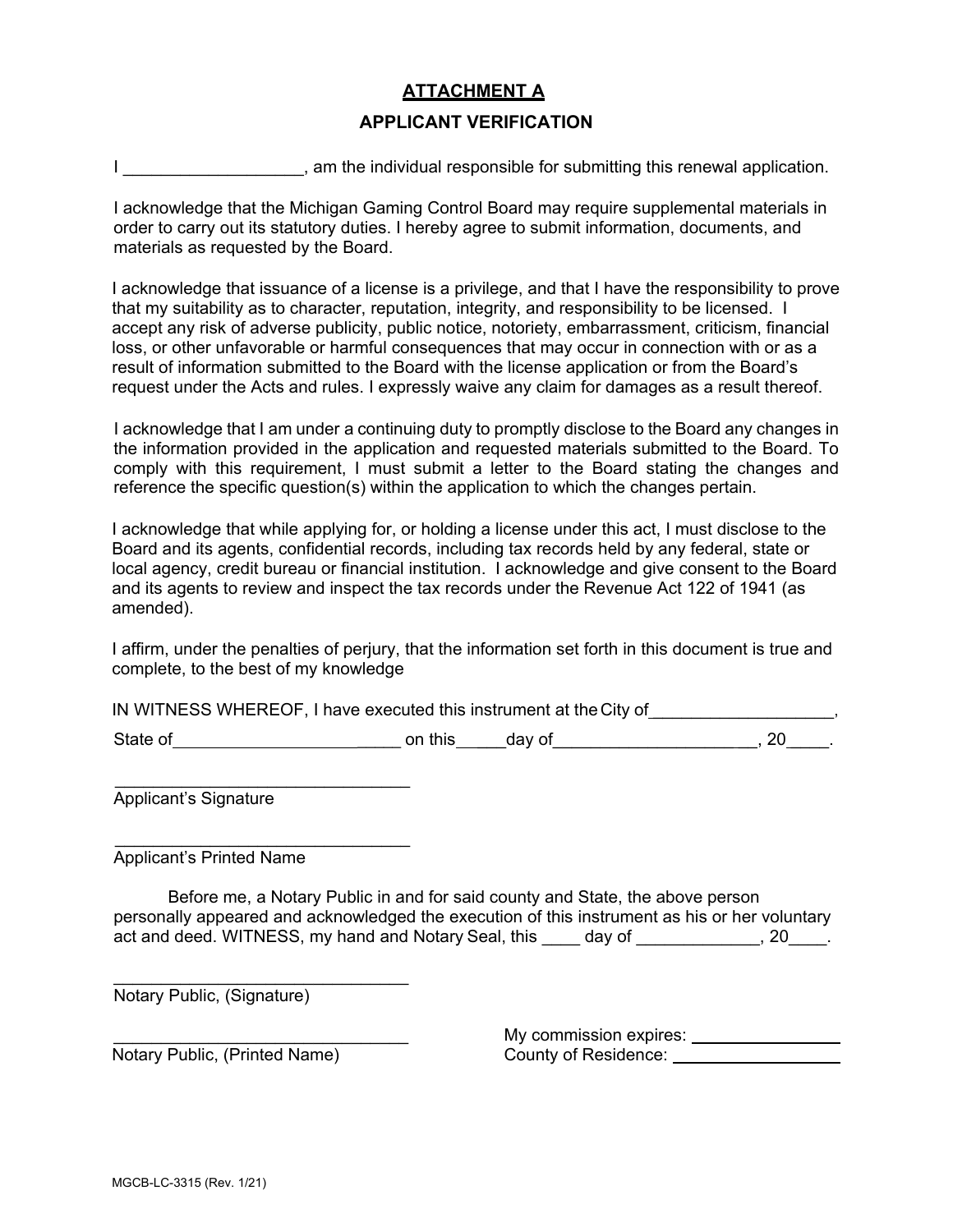## ATTACHMENT A

## APPLICANT VERIFICATION

I ___________________, am the individual responsible for submitting this renewal application.

I acknowledge that the Michigan Gaming Control Board may require supplemental materials in order to carry out its statutory duties. I hereby agree to submit information, documents, and materials as requested by the Board.

I acknowledge that issuance of a license is a privilege, and that I have the responsibility to prove that my suitability as to character, reputation, integrity, and responsibility to be licensed. I accept any risk of adverse publicity, public notice, notoriety, embarrassment, criticism, financial loss, or other unfavorable or harmful consequences that may occur in connection with or as a result of information submitted to the Board with the license application or from the Board's request under the Acts and rules. I expressly waive any claim for damages as a result thereof.

I acknowledge that I am under a continuing duty to promptly disclose to the Board any changes in the information provided in the application and requested materials submitted to the Board. To comply with this requirement, I must submit a letter to the Board stating the changes and reference the specific question(s) within the application to which the changes pertain.

I acknowledge that while applying for, or holding a license under this act, I must disclose to the Board and its agents, confidential records, including tax records held by any federal, state or local agency, credit bureau or financial institution. I acknowledge and give consent to the Board and its agents to review and inspect the tax records under the Revenue Act 122 of 1941 (as amended).

I affirm, under the penalties of perjury, that the information set forth in this document is true and complete, to the best of my knowledge

IN WITNESS WHEREOF, I have executed this instrument at the City of___________________,

State of_________________________ on this_____day of______________________, 20____.

________________________________
Applicant's Signature

________________________________
Applicant's Printed Name

Before me, a Notary Public in and for said county and State, the above person personally appeared and acknowledged the execution of this instrument as his or her voluntary act and deed. WITNESS, my hand and Notary Seal, this ____ day of _____________, 20____.

________________________________
Notary Public, (Signature)

________________________________
Notary Public, (Printed Name)

My commission expires: ________________

County of Residence: ________________

MGCB-LC-3315 (Rev. 1/21)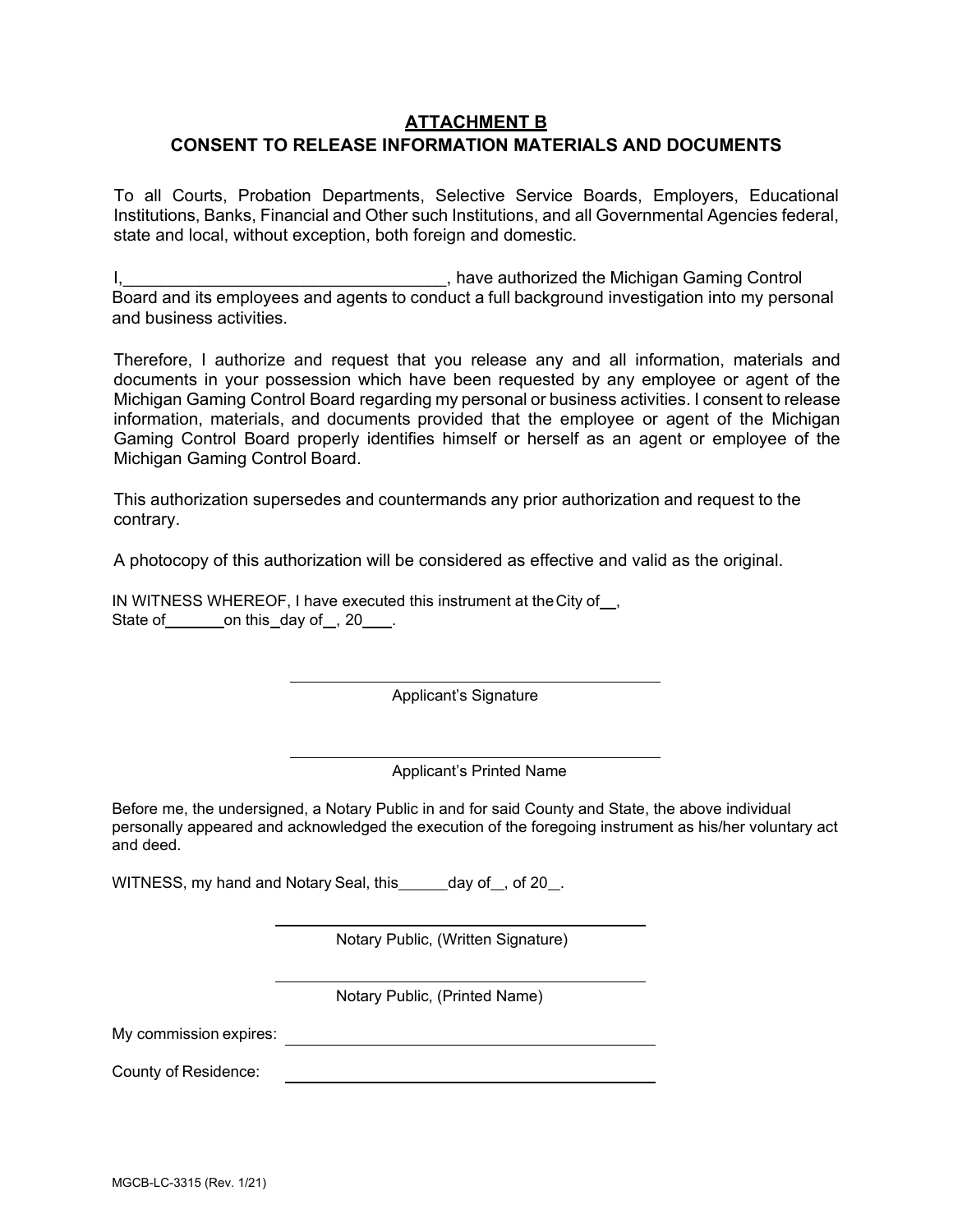## ATTACHMENT B

## CONSENT TO RELEASE INFORMATION MATERIALS AND DOCUMENTS

To all Courts, Probation Departments, Selective Service Boards, Employers, Educational Institutions, Banks, Financial and Other such Institutions, and all Governmental Agencies federal, state and local, without exception, both foreign and domestic.

I,__________________________________, have authorized the Michigan Gaming Control Board and its employees and agents to conduct a full background investigation into my personal and business activities.

Therefore, I authorize and request that you release any and all information, materials and documents in your possession which have been requested by any employee or agent of the Michigan Gaming Control Board regarding my personal or business activities. I consent to release information, materials, and documents provided that the employee or agent of the Michigan Gaming Control Board properly identifies himself or herself as an agent or employee of the Michigan Gaming Control Board.

This authorization supersedes and countermands any prior authorization and request to the contrary.

A photocopy of this authorization will be considered as effective and valid as the original.

IN WITNESS WHEREOF, I have executed this instrument at the City of __, State of _______ on this _ day of __, 20___.

_______________________________________

Applicant's Signature

_______________________________________

Applicant's Printed Name

Before me, the undersigned, a Notary Public in and for said County and State, the above individual personally appeared and acknowledged the execution of the foregoing instrument as his/her voluntary act and deed.

WITNESS, my hand and Notary Seal, this ______ day of __, of 20__.

_______________________________________

Notary Public, (Written Signature)

_______________________________________

Notary Public, (Printed Name)

My commission expires: _______________________________________

County of Residence: _______________________________________

MGCB-LC-3315 (Rev. 1/21)